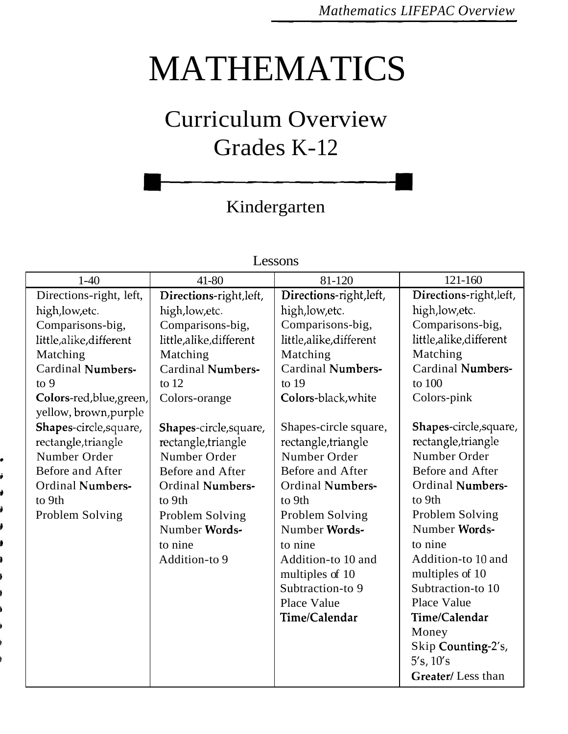# MATHEMATICS

## Curriculum Overview
## Grades K-12

### Kindergarten

Lessons

| 1-40 | 41-80 | 81-120 | 121-160 |
|---|---|---|---|
| Directions-right, left, high,low,etc.<br>Comparisons-big, little,alike,different<br>Matching<br>Cardinal Numbers-to 9<br>Colors-red,blue,green, yellow, brown,purple<br>Shapes-circle,square, rectangle,triangle<br>Number Order<br>Before and After<br>Ordinal Numbers-to 9th<br>Problem Solving | Directions-right,left, high,low,etc.<br>Comparisons-big, little,alike,different<br>Matching<br>Cardinal Numbers-to 12<br>Colors-orange<br>Shapes-circle,square, rectangle,triangle<br>Number Order<br>Before and After<br>Ordinal Numbers-to 9th<br>Problem Solving<br>Number Words-to nine<br>Addition-to 9 | Directions-right,left, high,low,etc.<br>Comparisons-big, little,alike,different<br>Matching<br>Cardinal Numbers-to 19<br>Colors-black,white<br>Shapes-circle square, rectangle,triangle<br>Number Order<br>Before and After<br>Ordinal Numbers-to 9th<br>Problem Solving<br>Number Words-to nine<br>Addition-to 10 and multiples of 10<br>Subtraction-to 9<br>Place Value<br>Time/Calendar | Directions-right,left, high,low,etc.<br>Comparisons-big, little,alike,different<br>Matching<br>Cardinal Numbers-to 100<br>Colors-pink<br>Shapes-circle,square, rectangle,triangle<br>Number Order<br>Before and After<br>Ordinal Numbers-to 9th<br>Problem Solving<br>Number Words-to nine<br>Addition-to 10 and multiples of 10<br>Subtraction-to 10<br>Place Value<br>Time/Calendar<br>Money<br>Skip Counting-2's, 5's, 10's<br>Greater/ Less than |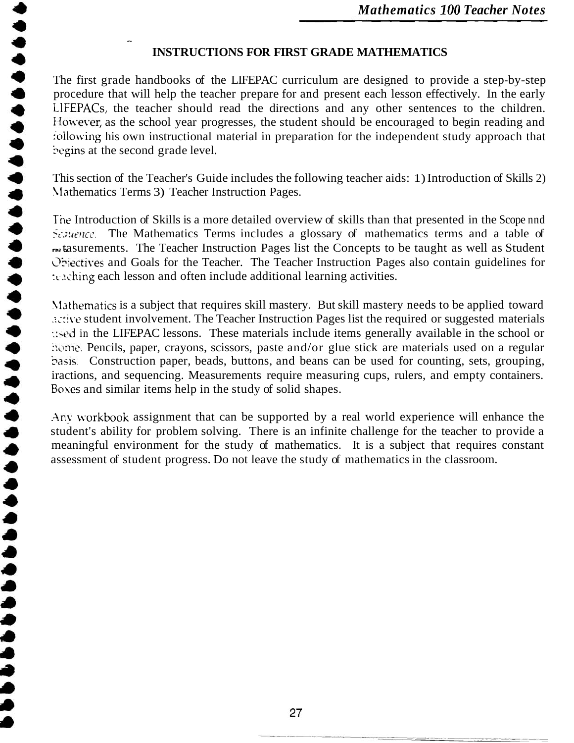# INSTRUCTIONS FOR FIRST GRADE MATHEMATICS

The first grade handbooks of the LIFEPAC curriculum are designed to provide a step-by-step procedure that will help the teacher prepare for and present each lesson effectively. In the early LIFEPACs, the teacher should read the directions and any other sentences to the children. However, as the school year progresses, the student should be encouraged to begin reading and following his own instructional material in preparation for the independent study approach that begins at the second grade level.

This section of the Teacher's Guide includes the following teacher aids: 1) Introduction of Skills 2) Mathematics Terms 3) Teacher Instruction Pages.

The Introduction of Skills is a more detailed overview of skills than that presented in the *Scope and Sequence*. The Mathematics Terms includes a glossary of mathematics terms and a table of measurements. The Teacher Instruction Pages list the Concepts to be taught as well as Student Objectives and Goals for the Teacher. The Teacher Instruction Pages also contain guidelines for teaching each lesson and often include additional learning activities.

Mathematics is a subject that requires skill mastery. But skill mastery needs to be applied toward active student involvement. The Teacher Instruction Pages list the required or suggested materials used in the LIFEPAC lessons. These materials include items generally available in the school or home. Pencils, paper, crayons, scissors, paste and/or glue stick are materials used on a regular basis. Construction paper, beads, buttons, and beans can be used for counting, sets, grouping, fractions, and sequencing. Measurements require measuring cups, rulers, and empty containers. Boxes and similar items help in the study of solid shapes.

Any workbook assignment that can be supported by a real world experience will enhance the student's ability for problem solving. There is an infinite challenge for the teacher to provide a meaningful environment for the study of mathematics. It is a subject that requires constant assessment of student progress. Do not leave the study of mathematics in the classroom.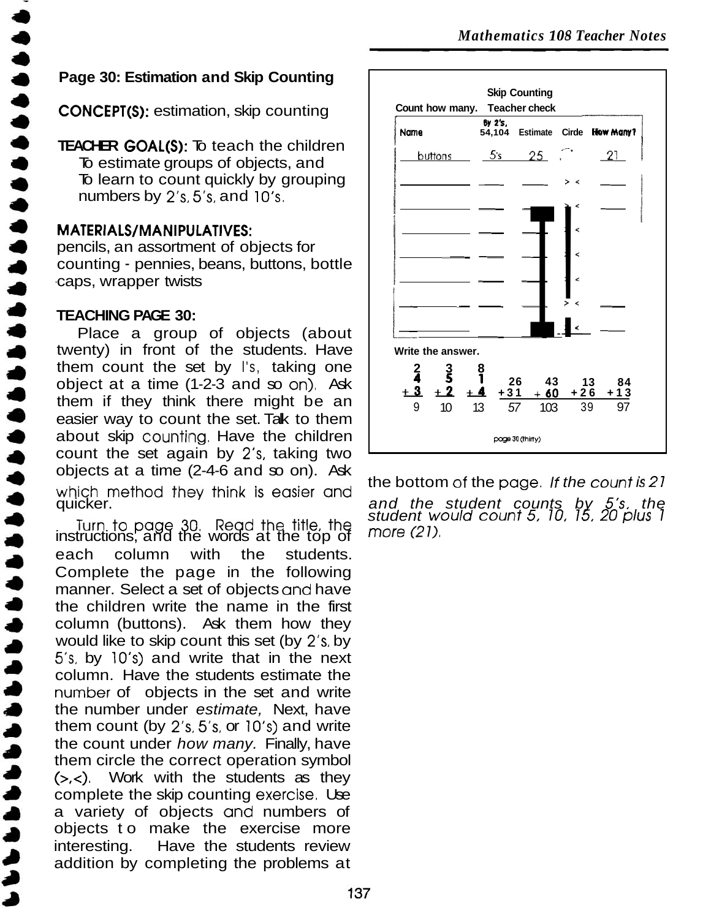## Page 30: Estimation and Skip Counting

**CONCEPT(S):** estimation, skip counting

**TEACHER GOAL(S):** To teach the children
- To estimate groups of objects, and
- To learn to count quickly by grouping numbers by 2's, 5's, and 10's.

**MATERIALS/MANIPULATIVES:**
pencils, an assortment of objects for counting - pennies, beans, buttons, bottle caps, wrapper twists

**TEACHING PAGE 30:**

Place a group of objects (about twenty) in front of the students. Have them count the set by l's, taking one object at a time (1-2-3 and so on). Ask them if they think there might be an easier way to count the set. Talk to them about skip counting. Have the children count the set again by 2's, taking two objects at a time (2-4-6 and so on). Ask which method they think is easier and quicker.

Turn to page 30. Read the title, the instructions, and the words at the top of each column with the students. Complete the page in the following manner. Select a set of objects and have the children write the name in the first column (buttons). Ask them how they would like to skip count this set (by 2's, by 5's, by 10's) and write that in the next column. Have the students estimate the number of objects in the set and write the number under *estimate*, Next, have them count (by 2's, 5's, or 10's) and write the count under *how many.* Finally, have them circle the correct operation symbol (>,<). Work with the students as they complete the skip counting exercise. Use a variety of objects and numbers of objects to make the exercise more interesting. Have the students review addition by completing the problems at the bottom of the page. *If the count is 21 and the student counts by 5's, the student would count 5, 10, 15, 20 plus 1 more (21).*

**Skip Counting**

Count how many. Teacher check

| Name | By 2's, 54,104 | Estimate | Circle | How Many? |
|---|---|---|---|---|
| buttons | 5's | 25 | > < | 21 |
| | | | > < | |
| | | | > < | |
| | | | > < | |
| | | | > < | |
| | | | > < | |
| | | | > < | |
| | | | > < | |

Write the answer.

| | | | | | | |
|---|---|---|---|---|---|---|
| 2 | 3 | 8 | | | | |
| 4 | 5 | 1 | 26 | 43 | 13 | 84 |
| + 3 | + 2 | + 4 | + 31 | + 60 | + 26 | + 13 |
| 9 | 10 | 13 | 57 | 103 | 39 | 97 |

page 30 (thirty)